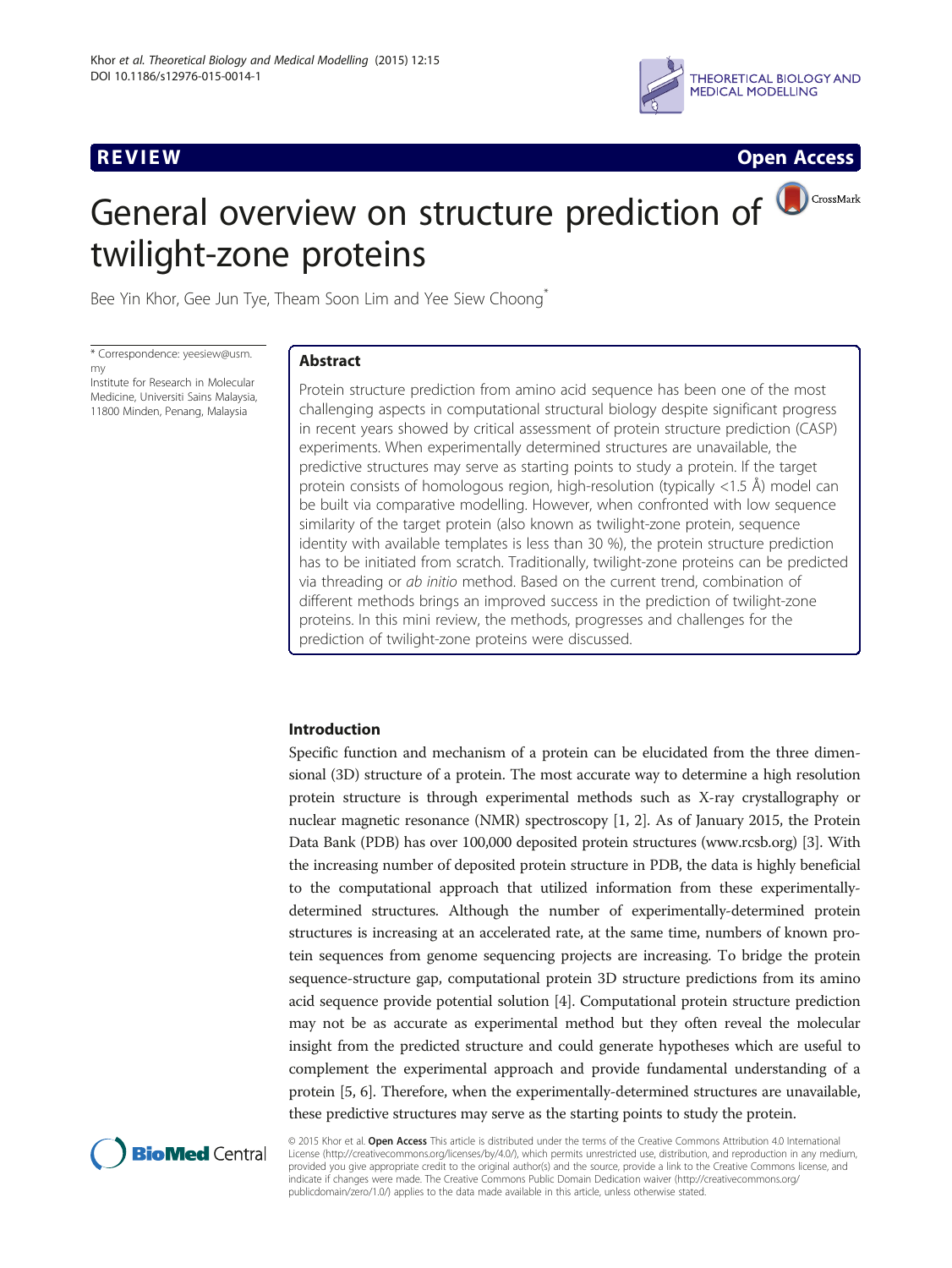REVIEW Open Access

# General overview on structure prediction of twilight-zone proteins

Bee Yin Khor, Gee Jun Tye, Theam Soon Lim and Yee Siew Choong*

\* Correspondence: yeesiew@usm.my
Institute for Research in Molecular Medicine, Universiti Sains Malaysia, 11800 Minden, Penang, Malaysia

## Abstract

Protein structure prediction from amino acid sequence has been one of the most challenging aspects in computational structural biology despite significant progress in recent years showed by critical assessment of protein structure prediction (CASP) experiments. When experimentally determined structures are unavailable, the predictive structures may serve as starting points to study a protein. If the target protein consists of homologous region, high-resolution (typically <1.5 Å) model can be built via comparative modelling. However, when confronted with low sequence similarity of the target protein (also known as twilight-zone protein, sequence identity with available templates is less than 30 %), the protein structure prediction has to be initiated from scratch. Traditionally, twilight-zone proteins can be predicted via threading or *ab initio* method. Based on the current trend, combination of different methods brings an improved success in the prediction of twilight-zone proteins. In this mini review, the methods, progresses and challenges for the prediction of twilight-zone proteins were discussed.

## Introduction

Specific function and mechanism of a protein can be elucidated from the three dimensional (3D) structure of a protein. The most accurate way to determine a high resolution protein structure is through experimental methods such as X-ray crystallography or nuclear magnetic resonance (NMR) spectroscopy [1, 2]. As of January 2015, the Protein Data Bank (PDB) has over 100,000 deposited protein structures (www.rcsb.org) [3]. With the increasing number of deposited protein structure in PDB, the data is highly beneficial to the computational approach that utilized information from these experimentally-determined structures. Although the number of experimentally-determined protein structures is increasing at an accelerated rate, at the same time, numbers of known protein sequences from genome sequencing projects are increasing. To bridge the protein sequence-structure gap, computational protein 3D structure predictions from its amino acid sequence provide potential solution [4]. Computational protein structure prediction may not be as accurate as experimental method but they often reveal the molecular insight from the predicted structure and could generate hypotheses which are useful to complement the experimental approach and provide fundamental understanding of a protein [5, 6]. Therefore, when the experimentally-determined structures are unavailable, these predictive structures may serve as the starting points to study the protein.

© 2015 Khor et al. **Open Access** This article is distributed under the terms of the Creative Commons Attribution 4.0 International License (http://creativecommons.org/licenses/by/4.0/), which permits unrestricted use, distribution, and reproduction in any medium, provided you give appropriate credit to the original author(s) and the source, provide a link to the Creative Commons license, and indicate if changes were made. The Creative Commons Public Domain Dedication waiver (http://creativecommons.org/publicdomain/zero/1.0/) applies to the data made available in this article, unless otherwise stated.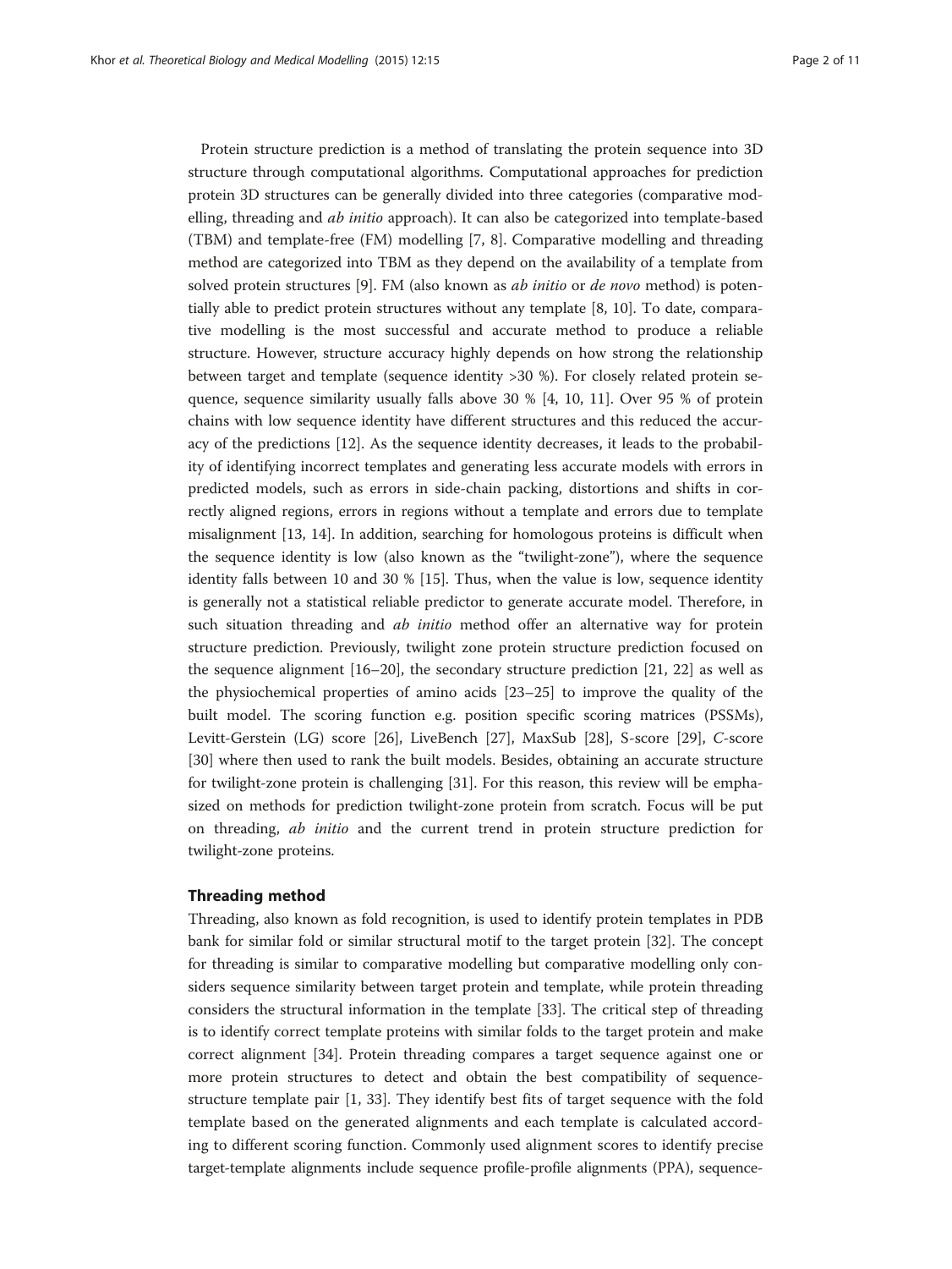Protein structure prediction is a method of translating the protein sequence into 3D structure through computational algorithms. Computational approaches for prediction protein 3D structures can be generally divided into three categories (comparative modelling, threading and *ab initio* approach). It can also be categorized into template-based (TBM) and template-free (FM) modelling [7, 8]. Comparative modelling and threading method are categorized into TBM as they depend on the availability of a template from solved protein structures [9]. FM (also known as *ab initio* or *de novo* method) is potentially able to predict protein structures without any template [8, 10]. To date, comparative modelling is the most successful and accurate method to produce a reliable structure. However, structure accuracy highly depends on how strong the relationship between target and template (sequence identity >30 %). For closely related protein sequence, sequence similarity usually falls above 30 % [4, 10, 11]. Over 95 % of protein chains with low sequence identity have different structures and this reduced the accuracy of the predictions [12]. As the sequence identity decreases, it leads to the probability of identifying incorrect templates and generating less accurate models with errors in predicted models, such as errors in side-chain packing, distortions and shifts in correctly aligned regions, errors in regions without a template and errors due to template misalignment [13, 14]. In addition, searching for homologous proteins is difficult when the sequence identity is low (also known as the "twilight-zone"), where the sequence identity falls between 10 and 30 % [15]. Thus, when the value is low, sequence identity is generally not a statistical reliable predictor to generate accurate model. Therefore, in such situation threading and *ab initio* method offer an alternative way for protein structure prediction. Previously, twilight zone protein structure prediction focused on the sequence alignment [16–20], the secondary structure prediction [21, 22] as well as the physiochemical properties of amino acids [23–25] to improve the quality of the built model. The scoring function e.g. position specific scoring matrices (PSSMs), Levitt-Gerstein (LG) score [26], LiveBench [27], MaxSub [28], S-score [29], *C*-score [30] where then used to rank the built models. Besides, obtaining an accurate structure for twilight-zone protein is challenging [31]. For this reason, this review will be emphasized on methods for prediction twilight-zone protein from scratch. Focus will be put on threading, *ab initio* and the current trend in protein structure prediction for twilight-zone proteins.

## Threading method

Threading, also known as fold recognition, is used to identify protein templates in PDB bank for similar fold or similar structural motif to the target protein [32]. The concept for threading is similar to comparative modelling but comparative modelling only considers sequence similarity between target protein and template, while protein threading considers the structural information in the template [33]. The critical step of threading is to identify correct template proteins with similar folds to the target protein and make correct alignment [34]. Protein threading compares a target sequence against one or more protein structures to detect and obtain the best compatibility of sequence-structure template pair [1, 33]. They identify best fits of target sequence with the fold template based on the generated alignments and each template is calculated according to different scoring function. Commonly used alignment scores to identify precise target-template alignments include sequence profile-profile alignments (PPA), sequence-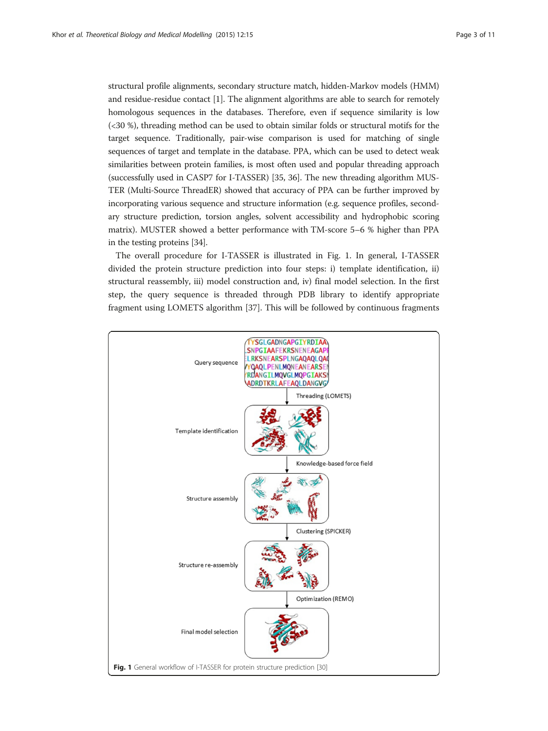structural profile alignments, secondary structure match, hidden-Markov models (HMM) and residue-residue contact [1]. The alignment algorithms are able to search for remotely homologous sequences in the databases. Therefore, even if sequence similarity is low (<30 %), threading method can be used to obtain similar folds or structural motifs for the target sequence. Traditionally, pair-wise comparison is used for matching of single sequences of target and template in the database. PPA, which can be used to detect weak similarities between protein families, is most often used and popular threading approach (successfully used in CASP7 for I-TASSER) [35, 36]. The new threading algorithm MUSTER (Multi-Source ThreadER) showed that accuracy of PPA can be further improved by incorporating various sequence and structure information (e.g. sequence profiles, secondary structure prediction, torsion angles, solvent accessibility and hydrophobic scoring matrix). MUSTER showed a better performance with TM-score 5–6 % higher than PPA in the testing proteins [34].

The overall procedure for I-TASSER is illustrated in Fig. 1. In general, I-TASSER divided the protein structure prediction into four steps: i) template identification, ii) structural reassembly, iii) model construction and, iv) final model selection. In the first step, the query sequence is threaded through PDB library to identify appropriate fragment using LOMETS algorithm [37]. This will be followed by continuous fragments

**Fig. 1** General workflow of I-TASSER for protein structure prediction [30]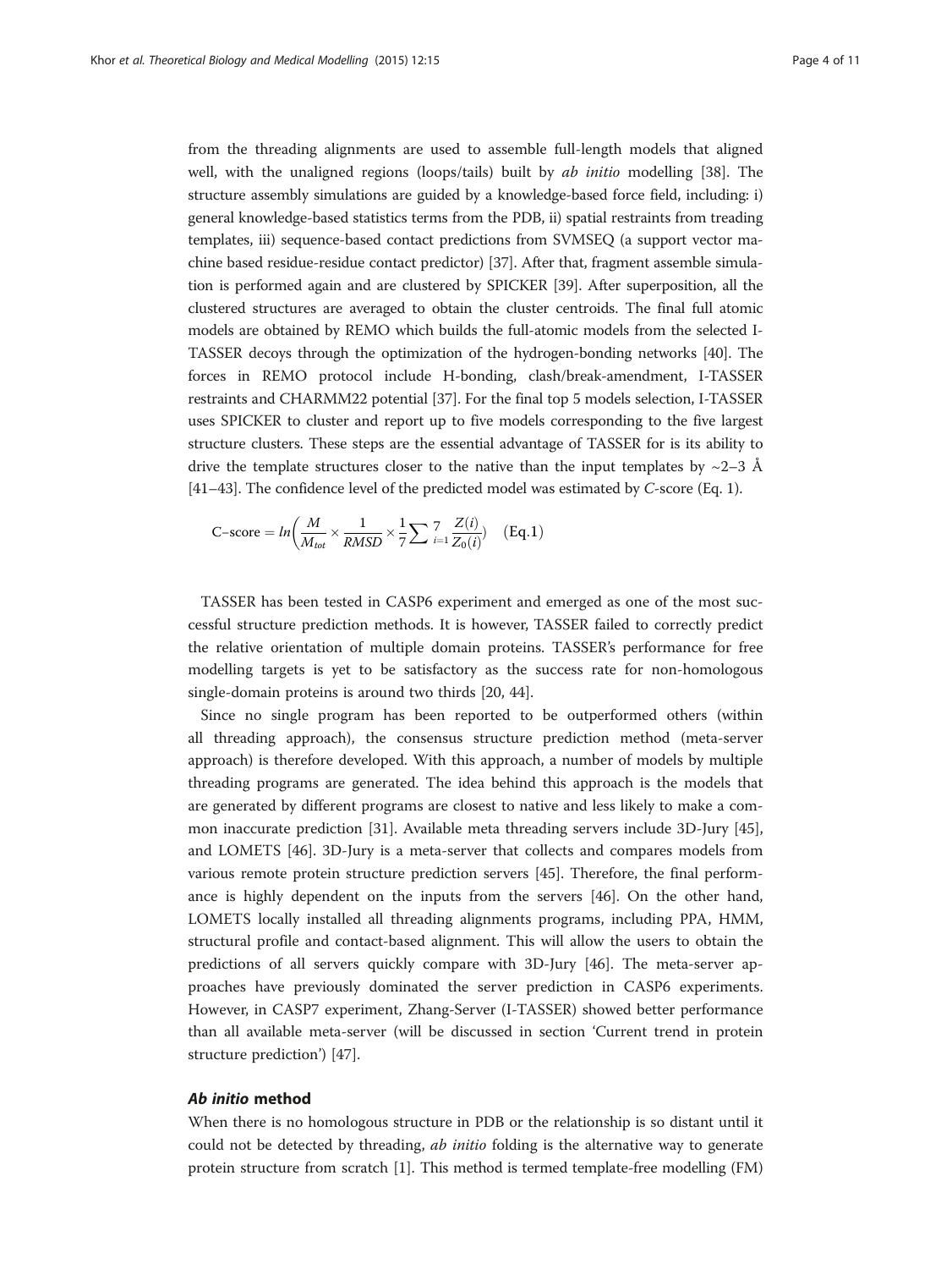from the threading alignments are used to assemble full-length models that aligned well, with the unaligned regions (loops/tails) built by *ab initio* modelling [38]. The structure assembly simulations are guided by a knowledge-based force field, including: i) general knowledge-based statistics terms from the PDB, ii) spatial restraints from treading templates, iii) sequence-based contact predictions from SVMSEQ (a support vector machine based residue-residue contact predictor) [37]. After that, fragment assemble simulation is performed again and are clustered by SPICKER [39]. After superposition, all the clustered structures are averaged to obtain the cluster centroids. The final full atomic models are obtained by REMO which builds the full-atomic models from the selected I-TASSER decoys through the optimization of the hydrogen-bonding networks [40]. The forces in REMO protocol include H-bonding, clash/break-amendment, I-TASSER restraints and CHARMM22 potential [37]. For the final top 5 models selection, I-TASSER uses SPICKER to cluster and report up to five models corresponding to the five largest structure clusters. These steps are the essential advantage of TASSER for is its ability to drive the template structures closer to the native than the input templates by ~2–3 Å [41–43]. The confidence level of the predicted model was estimated by *C*-score (Eq. 1).

$$\text{C–score} = ln\left(\frac{M}{M_{tot}} \times \frac{1}{RMSD} \times \frac{1}{7}\sum\nolimits_{i=1}^{7} \frac{Z(i)}{Z_0(i)}\right) \quad \text{(Eq.1)}$$

TASSER has been tested in CASP6 experiment and emerged as one of the most successful structure prediction methods. It is however, TASSER failed to correctly predict the relative orientation of multiple domain proteins. TASSER's performance for free modelling targets is yet to be satisfactory as the success rate for non-homologous single-domain proteins is around two thirds [20, 44].

Since no single program has been reported to be outperformed others (within all threading approach), the consensus structure prediction method (meta-server approach) is therefore developed. With this approach, a number of models by multiple threading programs are generated. The idea behind this approach is the models that are generated by different programs are closest to native and less likely to make a common inaccurate prediction [31]. Available meta threading servers include 3D-Jury [45], and LOMETS [46]. 3D-Jury is a meta-server that collects and compares models from various remote protein structure prediction servers [45]. Therefore, the final performance is highly dependent on the inputs from the servers [46]. On the other hand, LOMETS locally installed all threading alignments programs, including PPA, HMM, structural profile and contact-based alignment. This will allow the users to obtain the predictions of all servers quickly compare with 3D-Jury [46]. The meta-server approaches have previously dominated the server prediction in CASP6 experiments. However, in CASP7 experiment, Zhang-Server (I-TASSER) showed better performance than all available meta-server (will be discussed in section 'Current trend in protein structure prediction') [47].

### *Ab initio* method

When there is no homologous structure in PDB or the relationship is so distant until it could not be detected by threading, *ab initio* folding is the alternative way to generate protein structure from scratch [1]. This method is termed template-free modelling (FM)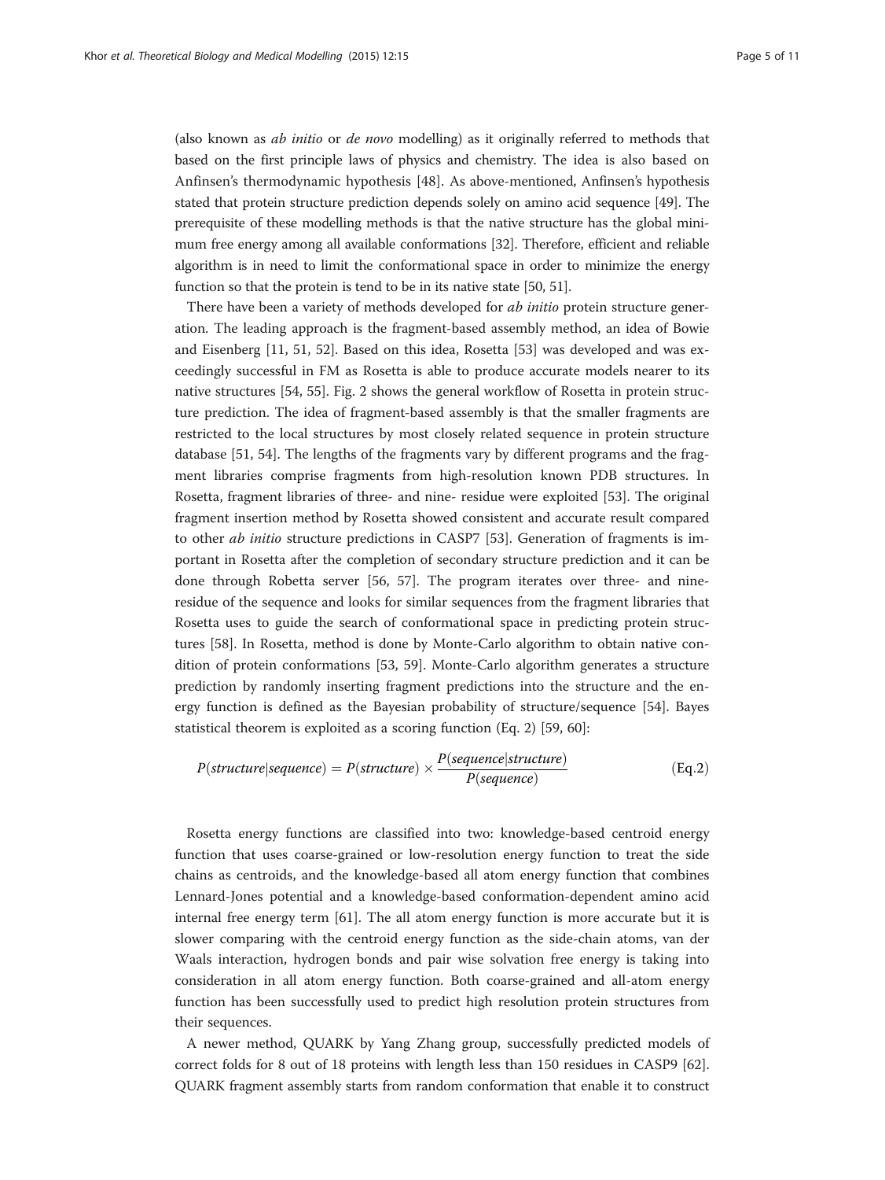(also known as *ab initio* or *de novo* modelling) as it originally referred to methods that based on the first principle laws of physics and chemistry. The idea is also based on Anfinsen's thermodynamic hypothesis [48]. As above-mentioned, Anfinsen's hypothesis stated that protein structure prediction depends solely on amino acid sequence [49]. The prerequisite of these modelling methods is that the native structure has the global minimum free energy among all available conformations [32]. Therefore, efficient and reliable algorithm is in need to limit the conformational space in order to minimize the energy function so that the protein is tend to be in its native state [50, 51].

There have been a variety of methods developed for *ab initio* protein structure generation. The leading approach is the fragment-based assembly method, an idea of Bowie and Eisenberg [11, 51, 52]. Based on this idea, Rosetta [53] was developed and was exceedingly successful in FM as Rosetta is able to produce accurate models nearer to its native structures [54, 55]. Fig. 2 shows the general workflow of Rosetta in protein structure prediction. The idea of fragment-based assembly is that the smaller fragments are restricted to the local structures by most closely related sequence in protein structure database [51, 54]. The lengths of the fragments vary by different programs and the fragment libraries comprise fragments from high-resolution known PDB structures. In Rosetta, fragment libraries of three- and nine- residue were exploited [53]. The original fragment insertion method by Rosetta showed consistent and accurate result compared to other *ab initio* structure predictions in CASP7 [53]. Generation of fragments is important in Rosetta after the completion of secondary structure prediction and it can be done through Robetta server [56, 57]. The program iterates over three- and nine-residue of the sequence and looks for similar sequences from the fragment libraries that Rosetta uses to guide the search of conformational space in predicting protein structures [58]. In Rosetta, method is done by Monte-Carlo algorithm to obtain native condition of protein conformations [53, 59]. Monte-Carlo algorithm generates a structure prediction by randomly inserting fragment predictions into the structure and the energy function is defined as the Bayesian probability of structure/sequence [54]. Bayes statistical theorem is exploited as a scoring function (Eq. 2) [59, 60]:

$$P(structure|sequence) = P(structure) \times \frac{P(sequence|structure)}{P(sequence)} \tag{Eq.2}$$

Rosetta energy functions are classified into two: knowledge-based centroid energy function that uses coarse-grained or low-resolution energy function to treat the side chains as centroids, and the knowledge-based all atom energy function that combines Lennard-Jones potential and a knowledge-based conformation-dependent amino acid internal free energy term [61]. The all atom energy function is more accurate but it is slower comparing with the centroid energy function as the side-chain atoms, van der Waals interaction, hydrogen bonds and pair wise solvation free energy is taking into consideration in all atom energy function. Both coarse-grained and all-atom energy function has been successfully used to predict high resolution protein structures from their sequences.

A newer method, QUARK by Yang Zhang group, successfully predicted models of correct folds for 8 out of 18 proteins with length less than 150 residues in CASP9 [62]. QUARK fragment assembly starts from random conformation that enable it to construct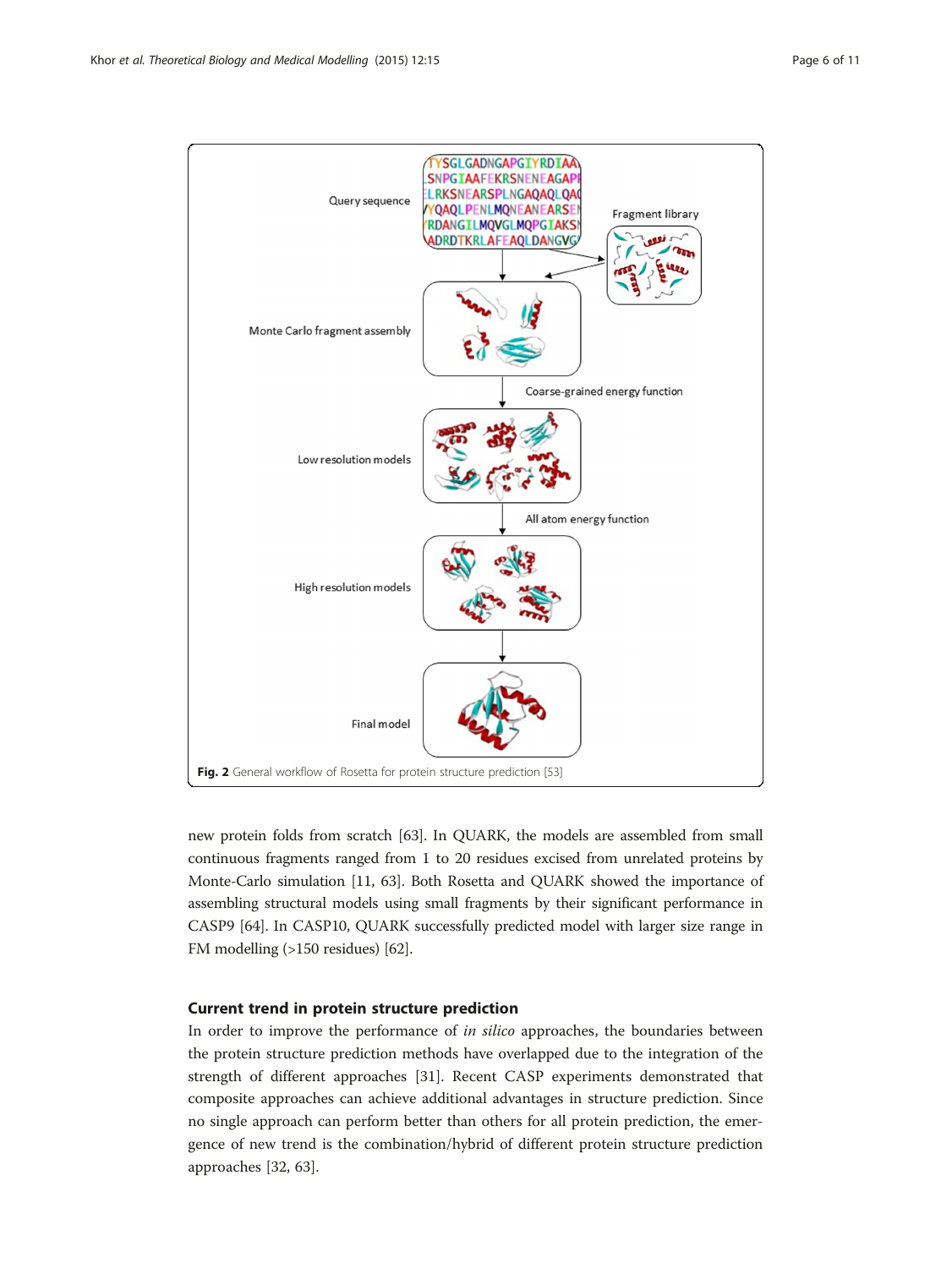Fig. 2 General workflow of Rosetta for protein structure prediction [53]

new protein folds from scratch [63]. In QUARK, the models are assembled from small continuous fragments ranged from 1 to 20 residues excised from unrelated proteins by Monte-Carlo simulation [11, 63]. Both Rosetta and QUARK showed the importance of assembling structural models using small fragments by their significant performance in CASP9 [64]. In CASP10, QUARK successfully predicted model with larger size range in FM modelling (>150 residues) [62].

## Current trend in protein structure prediction

In order to improve the performance of *in silico* approaches, the boundaries between the protein structure prediction methods have overlapped due to the integration of the strength of different approaches [31]. Recent CASP experiments demonstrated that composite approaches can achieve additional advantages in structure prediction. Since no single approach can perform better than others for all protein prediction, the emergence of new trend is the combination/hybrid of different protein structure prediction approaches [32, 63].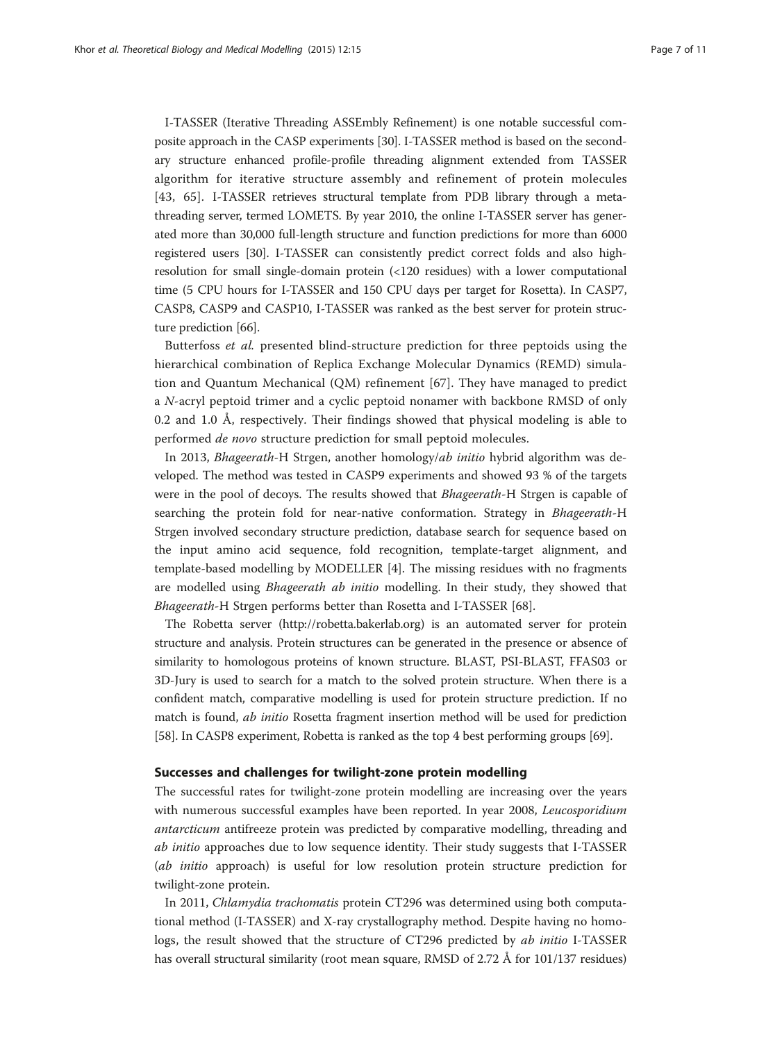I-TASSER (Iterative Threading ASSEmbly Refinement) is one notable successful composite approach in the CASP experiments [30]. I-TASSER method is based on the secondary structure enhanced profile-profile threading alignment extended from TASSER algorithm for iterative structure assembly and refinement of protein molecules [43, 65]. I-TASSER retrieves structural template from PDB library through a meta-threading server, termed LOMETS. By year 2010, the online I-TASSER server has generated more than 30,000 full-length structure and function predictions for more than 6000 registered users [30]. I-TASSER can consistently predict correct folds and also high-resolution for small single-domain protein (<120 residues) with a lower computational time (5 CPU hours for I-TASSER and 150 CPU days per target for Rosetta). In CASP7, CASP8, CASP9 and CASP10, I-TASSER was ranked as the best server for protein structure prediction [66].

Butterfoss *et al.* presented blind-structure prediction for three peptoids using the hierarchical combination of Replica Exchange Molecular Dynamics (REMD) simulation and Quantum Mechanical (QM) refinement [67]. They have managed to predict a *N*-acryl peptoid trimer and a cyclic peptoid nonamer with backbone RMSD of only 0.2 and 1.0 Å, respectively. Their findings showed that physical modeling is able to performed *de novo* structure prediction for small peptoid molecules.

In 2013, *Bhageerath*-H Strgen, another homology/*ab initio* hybrid algorithm was developed. The method was tested in CASP9 experiments and showed 93 % of the targets were in the pool of decoys. The results showed that *Bhageerath*-H Strgen is capable of searching the protein fold for near-native conformation. Strategy in *Bhageerath*-H Strgen involved secondary structure prediction, database search for sequence based on the input amino acid sequence, fold recognition, template-target alignment, and template-based modelling by MODELLER [4]. The missing residues with no fragments are modelled using *Bhageerath ab initio* modelling. In their study, they showed that *Bhageerath*-H Strgen performs better than Rosetta and I-TASSER [68].

The Robetta server (http://robetta.bakerlab.org) is an automated server for protein structure and analysis. Protein structures can be generated in the presence or absence of similarity to homologous proteins of known structure. BLAST, PSI-BLAST, FFAS03 or 3D-Jury is used to search for a match to the solved protein structure. When there is a confident match, comparative modelling is used for protein structure prediction. If no match is found, *ab initio* Rosetta fragment insertion method will be used for prediction [58]. In CASP8 experiment, Robetta is ranked as the top 4 best performing groups [69].

## Successes and challenges for twilight-zone protein modelling

The successful rates for twilight-zone protein modelling are increasing over the years with numerous successful examples have been reported. In year 2008, *Leucosporidium antarcticum* antifreeze protein was predicted by comparative modelling, threading and *ab initio* approaches due to low sequence identity. Their study suggests that I-TASSER (*ab initio* approach) is useful for low resolution protein structure prediction for twilight-zone protein.

In 2011, *Chlamydia trachomatis* protein CT296 was determined using both computational method (I-TASSER) and X-ray crystallography method. Despite having no homologs, the result showed that the structure of CT296 predicted by *ab initio* I-TASSER has overall structural similarity (root mean square, RMSD of 2.72 Å for 101/137 residues)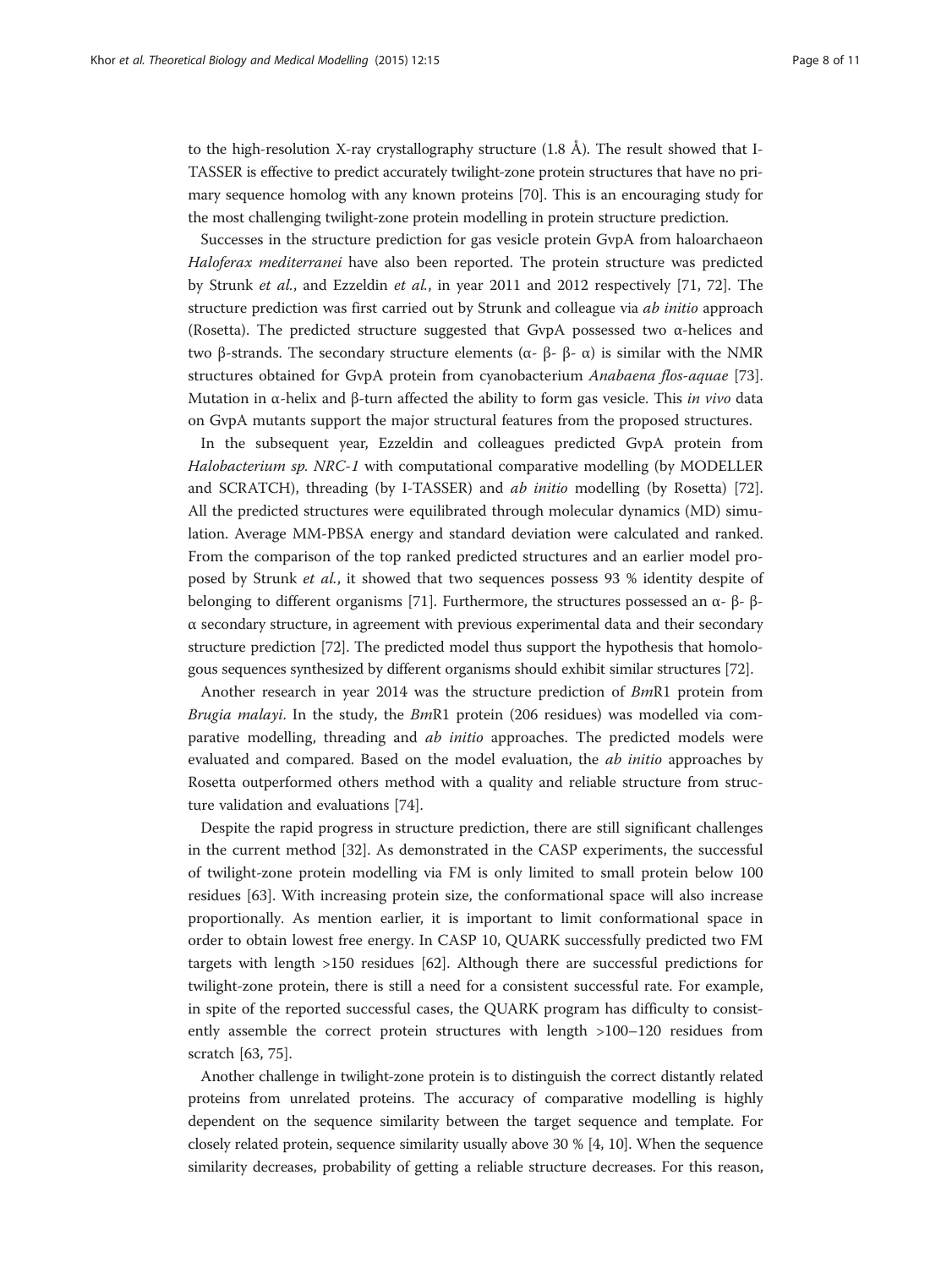to the high-resolution X-ray crystallography structure (1.8 Å). The result showed that I-TASSER is effective to predict accurately twilight-zone protein structures that have no primary sequence homolog with any known proteins [70]. This is an encouraging study for the most challenging twilight-zone protein modelling in protein structure prediction.

Successes in the structure prediction for gas vesicle protein GvpA from haloarchaeon *Haloferax mediterranei* have also been reported. The protein structure was predicted by Strunk *et al.*, and Ezzeldin *et al.*, in year 2011 and 2012 respectively [71, 72]. The structure prediction was first carried out by Strunk and colleague via *ab initio* approach (Rosetta). The predicted structure suggested that GvpA possessed two α-helices and two β-strands. The secondary structure elements (α- β- β- α) is similar with the NMR structures obtained for GvpA protein from cyanobacterium *Anabaena flos-aquae* [73]. Mutation in α-helix and β-turn affected the ability to form gas vesicle. This *in vivo* data on GvpA mutants support the major structural features from the proposed structures.

In the subsequent year, Ezzeldin and colleagues predicted GvpA protein from *Halobacterium sp. NRC-1* with computational comparative modelling (by MODELLER and SCRATCH), threading (by I-TASSER) and *ab initio* modelling (by Rosetta) [72]. All the predicted structures were equilibrated through molecular dynamics (MD) simulation. Average MM-PBSA energy and standard deviation were calculated and ranked. From the comparison of the top ranked predicted structures and an earlier model proposed by Strunk *et al.*, it showed that two sequences possess 93 % identity despite of belonging to different organisms [71]. Furthermore, the structures possessed an α- β- β- α secondary structure, in agreement with previous experimental data and their secondary structure prediction [72]. The predicted model thus support the hypothesis that homologous sequences synthesized by different organisms should exhibit similar structures [72].

Another research in year 2014 was the structure prediction of *Bm*R1 protein from *Brugia malayi*. In the study, the *Bm*R1 protein (206 residues) was modelled via comparative modelling, threading and *ab initio* approaches. The predicted models were evaluated and compared. Based on the model evaluation, the *ab initio* approaches by Rosetta outperformed others method with a quality and reliable structure from structure validation and evaluations [74].

Despite the rapid progress in structure prediction, there are still significant challenges in the current method [32]. As demonstrated in the CASP experiments, the successful of twilight-zone protein modelling via FM is only limited to small protein below 100 residues [63]. With increasing protein size, the conformational space will also increase proportionally. As mention earlier, it is important to limit conformational space in order to obtain lowest free energy. In CASP 10, QUARK successfully predicted two FM targets with length >150 residues [62]. Although there are successful predictions for twilight-zone protein, there is still a need for a consistent successful rate. For example, in spite of the reported successful cases, the QUARK program has difficulty to consistently assemble the correct protein structures with length >100–120 residues from scratch [63, 75].

Another challenge in twilight-zone protein is to distinguish the correct distantly related proteins from unrelated proteins. The accuracy of comparative modelling is highly dependent on the sequence similarity between the target sequence and template. For closely related protein, sequence similarity usually above 30 % [4, 10]. When the sequence similarity decreases, probability of getting a reliable structure decreases. For this reason,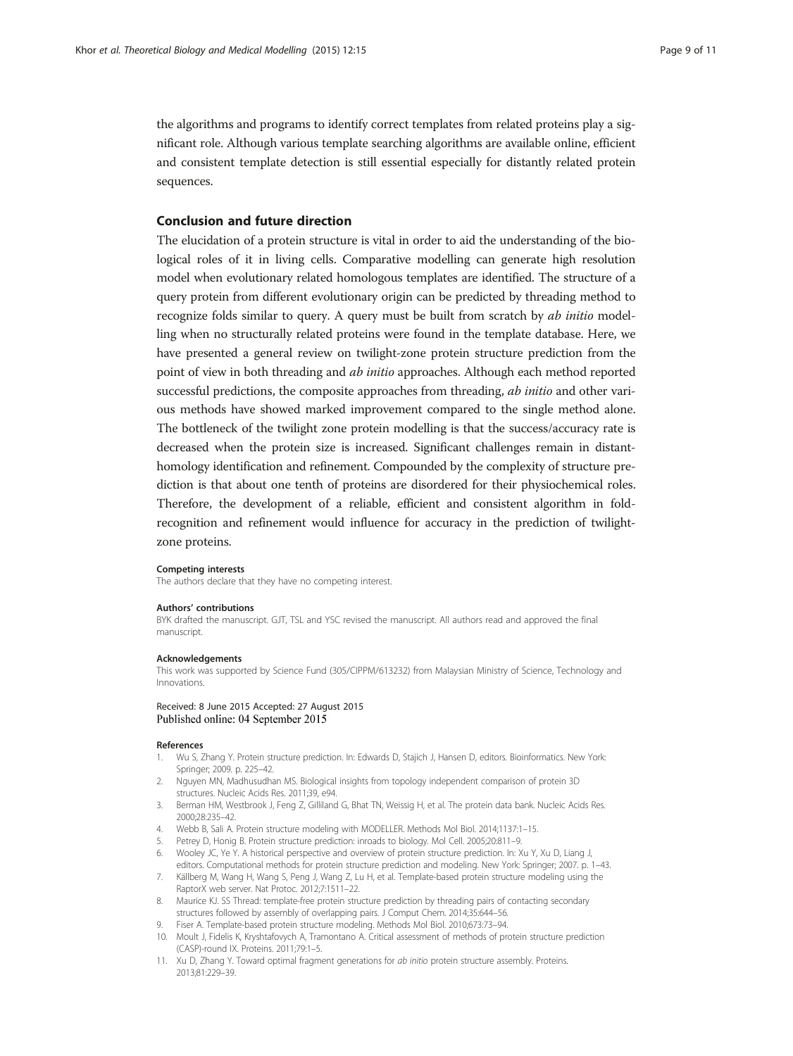the algorithms and programs to identify correct templates from related proteins play a significant role. Although various template searching algorithms are available online, efficient and consistent template detection is still essential especially for distantly related protein sequences.

## Conclusion and future direction

The elucidation of a protein structure is vital in order to aid the understanding of the biological roles of it in living cells. Comparative modelling can generate high resolution model when evolutionary related homologous templates are identified. The structure of a query protein from different evolutionary origin can be predicted by threading method to recognize folds similar to query. A query must be built from scratch by *ab initio* modelling when no structurally related proteins were found in the template database. Here, we have presented a general review on twilight-zone protein structure prediction from the point of view in both threading and *ab initio* approaches. Although each method reported successful predictions, the composite approaches from threading, *ab initio* and other various methods have showed marked improvement compared to the single method alone. The bottleneck of the twilight zone protein modelling is that the success/accuracy rate is decreased when the protein size is increased. Significant challenges remain in distant-homology identification and refinement. Compounded by the complexity of structure prediction is that about one tenth of proteins are disordered for their physiochemical roles. Therefore, the development of a reliable, efficient and consistent algorithm in fold-recognition and refinement would influence for accuracy in the prediction of twilight-zone proteins.

#### Competing interests

The authors declare that they have no competing interest.

#### Authors' contributions

BYK drafted the manuscript. GJT, TSL and YSC revised the manuscript. All authors read and approved the final manuscript.

#### Acknowledgements

This work was supported by Science Fund (305/CIPPM/613232) from Malaysian Ministry of Science, Technology and Innovations.

Received: 8 June 2015 Accepted: 27 August 2015
Published online: 04 September 2015

#### References

1. Wu S, Zhang Y. Protein structure prediction. In: Edwards D, Stajich J, Hansen D, editors. Bioinformatics. New York: Springer; 2009. p. 225–42.
2. Nguyen MN, Madhusudhan MS. Biological insights from topology independent comparison of protein 3D structures. Nucleic Acids Res. 2011;39, e94.
3. Berman HM, Westbrook J, Feng Z, Gilliland G, Bhat TN, Weissig H, et al. The protein data bank. Nucleic Acids Res. 2000;28:235–42.
4. Webb B, Sali A. Protein structure modeling with MODELLER. Methods Mol Biol. 2014;1137:1–15.
5. Petrey D, Honig B. Protein structure prediction: inroads to biology. Mol Cell. 2005;20:811–9.
6. Wooley JC, Ye Y. A historical perspective and overview of protein structure prediction. In: Xu Y, Xu D, Liang J, editors. Computational methods for protein structure prediction and modeling. New York: Springer; 2007. p. 1–43.
7. Källberg M, Wang H, Wang S, Peng J, Wang Z, Lu H, et al. Template-based protein structure modeling using the RaptorX web server. Nat Protoc. 2012;7:1511–22.
8. Maurice KJ. SS Thread: template-free protein structure prediction by threading pairs of contacting secondary structures followed by assembly of overlapping pairs. J Comput Chem. 2014;35:644–56.
9. Fiser A. Template-based protein structure modeling. Methods Mol Biol. 2010;673:73–94.
10. Moult J, Fidelis K, Kryshtafovych A, Tramontano A. Critical assessment of methods of protein structure prediction (CASP)-round IX. Proteins. 2011;79:1–5.
11. Xu D, Zhang Y. Toward optimal fragment generations for *ab initio* protein structure assembly. Proteins. 2013;81:229–39.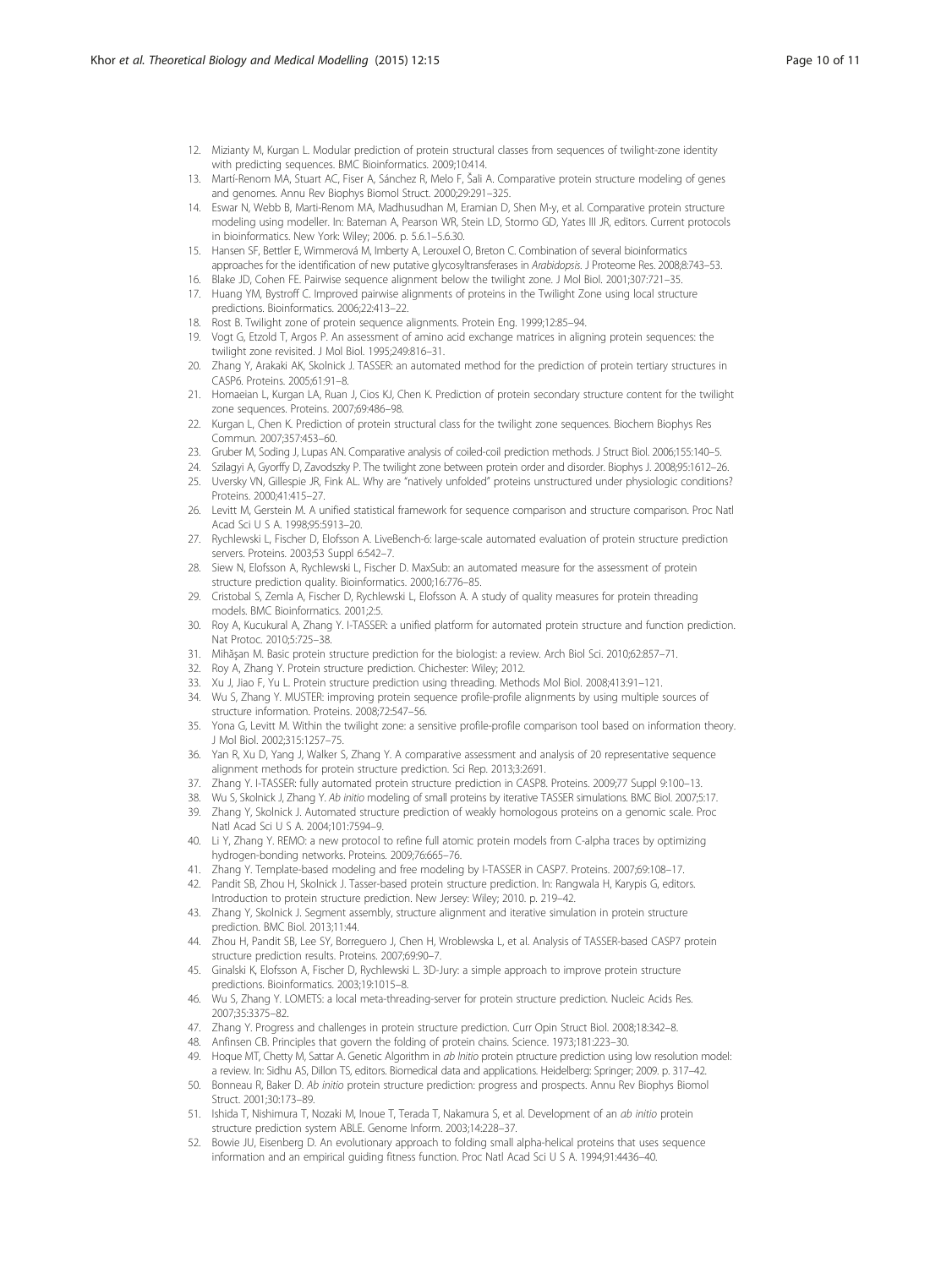12. Mizianty M, Kurgan L. Modular prediction of protein structural classes from sequences of twilight-zone identity with predicting sequences. BMC Bioinformatics. 2009;10:414.
13. Martí-Renom MA, Stuart AC, Fiser A, Sánchez R, Melo F, Šali A. Comparative protein structure modeling of genes and genomes. Annu Rev Biophys Biomol Struct. 2000;29:291–325.
14. Eswar N, Webb B, Marti-Renom MA, Madhusudhan M, Eramian D, Shen M-y, et al. Comparative protein structure modeling using modeller. In: Bateman A, Pearson WR, Stein LD, Stormo GD, Yates III JR, editors. Current protocols in bioinformatics. New York: Wiley; 2006. p. 5.6.1–5.6.30.
15. Hansen SF, Bettler E, Wimmerová M, Imberty A, Lerouxel O, Breton C. Combination of several bioinformatics approaches for the identification of new putative glycosyltransferases in *Arabidopsis*. J Proteome Res. 2008;8:743–53.
16. Blake JD, Cohen FE. Pairwise sequence alignment below the twilight zone. J Mol Biol. 2001;307:721–35.
17. Huang YM, Bystroff C. Improved pairwise alignments of proteins in the Twilight Zone using local structure predictions. Bioinformatics. 2006;22:413–22.
18. Rost B. Twilight zone of protein sequence alignments. Protein Eng. 1999;12:85–94.
19. Vogt G, Etzold T, Argos P. An assessment of amino acid exchange matrices in aligning protein sequences: the twilight zone revisited. J Mol Biol. 1995;249:816–31.
20. Zhang Y, Arakaki AK, Skolnick J. TASSER: an automated method for the prediction of protein tertiary structures in CASP6. Proteins. 2005;61:91–8.
21. Homaeian L, Kurgan LA, Ruan J, Cios KJ, Chen K. Prediction of protein secondary structure content for the twilight zone sequences. Proteins. 2007;69:486–98.
22. Kurgan L, Chen K. Prediction of protein structural class for the twilight zone sequences. Biochem Biophys Res Commun. 2007;357:453–60.
23. Gruber M, Soding J, Lupas AN. Comparative analysis of coiled-coil prediction methods. J Struct Biol. 2006;155:140–5.
24. Szilagyi A, Gyorffy D, Zavodszky P. The twilight zone between protein order and disorder. Biophys J. 2008;95:1612–26.
25. Uversky VN, Gillespie JR, Fink AL. Why are "natively unfolded" proteins unstructured under physiologic conditions? Proteins. 2000;41:415–27.
26. Levitt M, Gerstein M. A unified statistical framework for sequence comparison and structure comparison. Proc Natl Acad Sci U S A. 1998;95:5913–20.
27. Rychlewski L, Fischer D, Elofsson A. LiveBench-6: large-scale automated evaluation of protein structure prediction servers. Proteins. 2003;53 Suppl 6:542–7.
28. Siew N, Elofsson A, Rychlewski L, Fischer D. MaxSub: an automated measure for the assessment of protein structure prediction quality. Bioinformatics. 2000;16:776–85.
29. Cristobal S, Zemla A, Fischer D, Rychlewski L, Elofsson A. A study of quality measures for protein threading models. BMC Bioinformatics. 2001;2:5.
30. Roy A, Kucukural A, Zhang Y. I-TASSER: a unified platform for automated protein structure and function prediction. Nat Protoc. 2010;5:725–38.
31. Mihăşan M. Basic protein structure prediction for the biologist: a review. Arch Biol Sci. 2010;62:857–71.
32. Roy A, Zhang Y. Protein structure prediction. Chichester: Wiley; 2012.
33. Xu J, Jiao F, Yu L. Protein structure prediction using threading. Methods Mol Biol. 2008;413:91–121.
34. Wu S, Zhang Y. MUSTER: improving protein sequence profile-profile alignments by using multiple sources of structure information. Proteins. 2008;72:547–56.
35. Yona G, Levitt M. Within the twilight zone: a sensitive profile-profile comparison tool based on information theory. J Mol Biol. 2002;315:1257–75.
36. Yan R, Xu D, Yang J, Walker S, Zhang Y. A comparative assessment and analysis of 20 representative sequence alignment methods for protein structure prediction. Sci Rep. 2013;3:2691.
37. Zhang Y. I-TASSER: fully automated protein structure prediction in CASP8. Proteins. 2009;77 Suppl 9:100–13.
38. Wu S, Skolnick J, Zhang Y. *Ab initio* modeling of small proteins by iterative TASSER simulations. BMC Biol. 2007;5:17.
39. Zhang Y, Skolnick J. Automated structure prediction of weakly homologous proteins on a genomic scale. Proc Natl Acad Sci U S A. 2004;101:7594–9.
40. Li Y, Zhang Y. REMO: a new protocol to refine full atomic protein models from C-alpha traces by optimizing hydrogen-bonding networks. Proteins. 2009;76:665–76.
41. Zhang Y. Template-based modeling and free modeling by I-TASSER in CASP7. Proteins. 2007;69:108–17.
42. Pandit SB, Zhou H, Skolnick J. Tasser-based protein structure prediction. In: Rangwala H, Karypis G, editors. Introduction to protein structure prediction. New Jersey: Wiley; 2010. p. 219–42.
43. Zhang Y, Skolnick J. Segment assembly, structure alignment and iterative simulation in protein structure prediction. BMC Biol. 2013;11:44.
44. Zhou H, Pandit SB, Lee SY, Borreguero J, Chen H, Wroblewska L, et al. Analysis of TASSER-based CASP7 protein structure prediction results. Proteins. 2007;69:90–7.
45. Ginalski K, Elofsson A, Fischer D, Rychlewski L. 3D-Jury: a simple approach to improve protein structure predictions. Bioinformatics. 2003;19:1015–8.
46. Wu S, Zhang Y. LOMETS: a local meta-threading-server for protein structure prediction. Nucleic Acids Res. 2007;35:3375–82.
47. Zhang Y. Progress and challenges in protein structure prediction. Curr Opin Struct Biol. 2008;18:342–8.
48. Anfinsen CB. Principles that govern the folding of protein chains. Science. 1973;181:223–30.
49. Hoque MT, Chetty M, Sattar A. Genetic Algorithm in *ab Initio* protein ptructure prediction using low resolution model: a review. In: Sidhu AS, Dillon TS, editors. Biomedical data and applications. Heidelberg: Springer; 2009. p. 317–42.
50. Bonneau R, Baker D. *Ab initio* protein structure prediction: progress and prospects. Annu Rev Biophys Biomol Struct. 2001;30:173–89.
51. Ishida T, Nishimura T, Nozaki M, Inoue T, Terada T, Nakamura S, et al. Development of an *ab initio* protein structure prediction system ABLE. Genome Inform. 2003;14:228–37.
52. Bowie JU, Eisenberg D. An evolutionary approach to folding small alpha-helical proteins that uses sequence information and an empirical guiding fitness function. Proc Natl Acad Sci U S A. 1994;91:4436–40.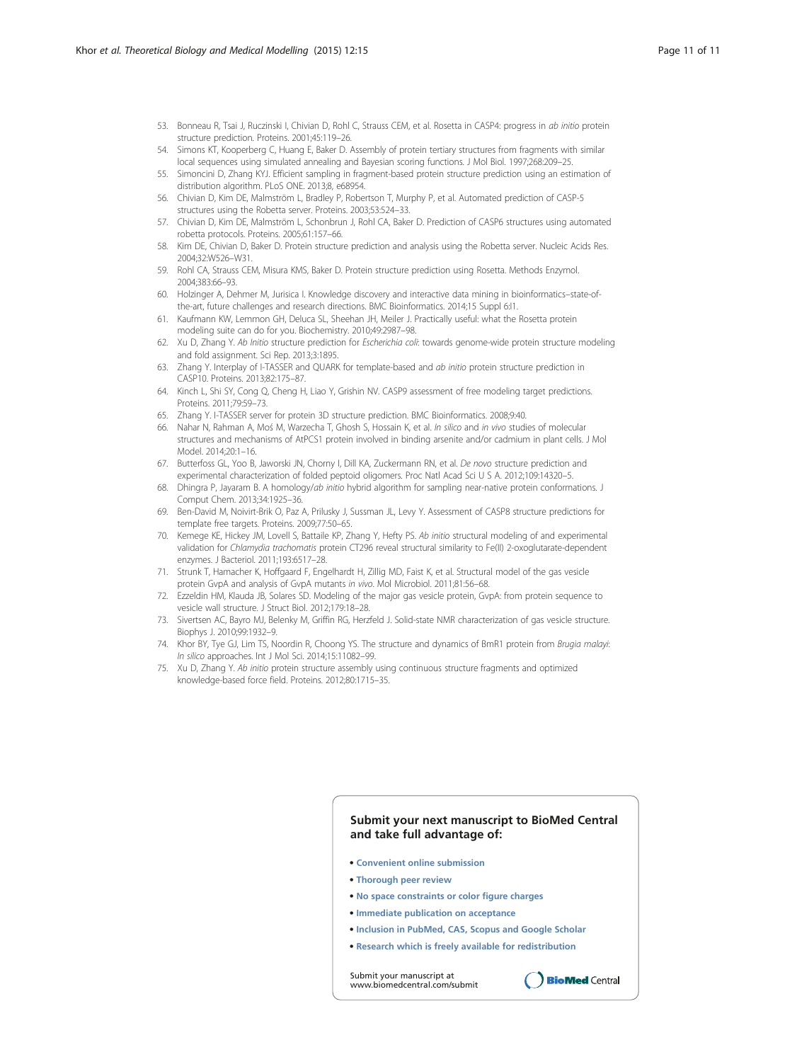53. Bonneau R, Tsai J, Ruczinski I, Chivian D, Rohl C, Strauss CEM, et al. Rosetta in CASP4: progress in *ab initio* protein structure prediction. Proteins. 2001;45:119–26.
54. Simons KT, Kooperberg C, Huang E, Baker D. Assembly of protein tertiary structures from fragments with similar local sequences using simulated annealing and Bayesian scoring functions. J Mol Biol. 1997;268:209–25.
55. Simoncini D, Zhang KYJ. Efficient sampling in fragment-based protein structure prediction using an estimation of distribution algorithm. PLoS ONE. 2013;8, e68954.
56. Chivian D, Kim DE, Malmström L, Bradley P, Robertson T, Murphy P, et al. Automated prediction of CASP-5 structures using the Robetta server. Proteins. 2003;53:524–33.
57. Chivian D, Kim DE, Malmström L, Schonbrun J, Rohl CA, Baker D. Prediction of CASP6 structures using automated robetta protocols. Proteins. 2005;61:157–66.
58. Kim DE, Chivian D, Baker D. Protein structure prediction and analysis using the Robetta server. Nucleic Acids Res. 2004;32:W526–W31.
59. Rohl CA, Strauss CEM, Misura KMS, Baker D. Protein structure prediction using Rosetta. Methods Enzymol. 2004;383:66–93.
60. Holzinger A, Dehmer M, Jurisica I. Knowledge discovery and interactive data mining in bioinformatics–state-of-the-art, future challenges and research directions. BMC Bioinformatics. 2014;15 Suppl 6:I1.
61. Kaufmann KW, Lemmon GH, Deluca SL, Sheehan JH, Meiler J. Practically useful: what the Rosetta protein modeling suite can do for you. Biochemistry. 2010;49:2987–98.
62. Xu D, Zhang Y. *Ab Initio* structure prediction for *Escherichia coli*: towards genome-wide protein structure modeling and fold assignment. Sci Rep. 2013;3:1895.
63. Zhang Y. Interplay of I-TASSER and QUARK for template-based and *ab initio* protein structure prediction in CASP10. Proteins. 2013;82:175–87.
64. Kinch L, Shi SY, Cong Q, Cheng H, Liao Y, Grishin NV. CASP9 assessment of free modeling target predictions. Proteins. 2011;79:59–73.
65. Zhang Y. I-TASSER server for protein 3D structure prediction. BMC Bioinformatics. 2008;9:40.
66. Nahar N, Rahman A, Moś M, Warzecha T, Ghosh S, Hossain K, et al. *In silico* and *in vivo* studies of molecular structures and mechanisms of AtPCS1 protein involved in binding arsenite and/or cadmium in plant cells. J Mol Model. 2014;20:1–16.
67. Butterfoss GL, Yoo B, Jaworski JN, Chorny I, Dill KA, Zuckermann RN, et al. *De novo* structure prediction and experimental characterization of folded peptoid oligomers. Proc Natl Acad Sci U S A. 2012;109:14320–5.
68. Dhingra P, Jayaram B. A homology/*ab initio* hybrid algorithm for sampling near-native protein conformations. J Comput Chem. 2013;34:1925–36.
69. Ben-David M, Noivirt-Brik O, Paz A, Prilusky J, Sussman JL, Levy Y. Assessment of CASP8 structure predictions for template free targets. Proteins. 2009;77:50–65.
70. Kemege KE, Hickey JM, Lovell S, Battaile KP, Zhang Y, Hefty PS. *Ab initio* structural modeling of and experimental validation for *Chlamydia trachomatis* protein CT296 reveal structural similarity to Fe(II) 2-oxoglutarate-dependent enzymes. J Bacteriol. 2011;193:6517–28.
71. Strunk T, Hamacher K, Hoffgaard F, Engelhardt H, Zillig MD, Faist K, et al. Structural model of the gas vesicle protein GvpA and analysis of GvpA mutants *in vivo*. Mol Microbiol. 2011;81:56–68.
72. Ezzeldin HM, Klauda JB, Solares SD. Modeling of the major gas vesicle protein, GvpA: from protein sequence to vesicle wall structure. J Struct Biol. 2012;179:18–28.
73. Sivertsen AC, Bayro MJ, Belenky M, Griffin RG, Herzfeld J. Solid-state NMR characterization of gas vesicle structure. Biophys J. 2010;99:1932–9.
74. Khor BY, Tye GJ, Lim TS, Noordin R, Choong YS. The structure and dynamics of BmR1 protein from *Brugia malayi*: *In silico* approaches. Int J Mol Sci. 2014;15:11082–99.
75. Xu D, Zhang Y. *Ab initio* protein structure assembly using continuous structure fragments and optimized knowledge-based force field. Proteins. 2012;80:1715–35.

**Submit your next manuscript to BioMed Central and take full advantage of:**

- **Convenient online submission**
- **Thorough peer review**
- **No space constraints or color figure charges**
- **Immediate publication on acceptance**
- **Inclusion in PubMed, CAS, Scopus and Google Scholar**
- **Research which is freely available for redistribution**

Submit your manuscript at
www.biomedcentral.com/submit

BioMed Central